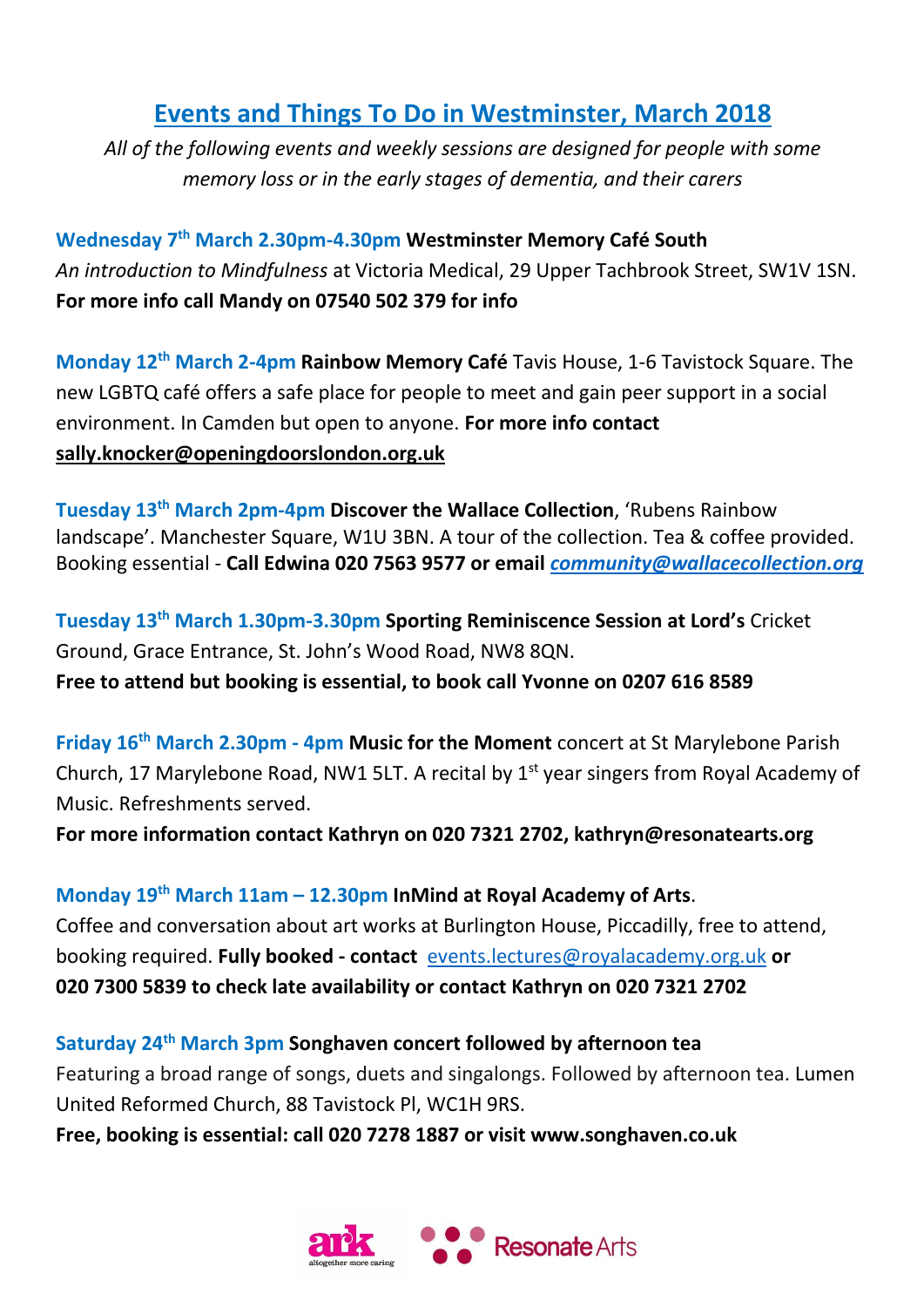# Events and Things To Do in Westminster, March 2018

*All of the following events and weekly sessions are designed for people with some memory loss or in the early stages of dementia, and their carers*

**Wednesday 7th March 2.30pm-4.30pm Westminster Memory Café South**
*An introduction to Mindfulness* at Victoria Medical, 29 Upper Tachbrook Street, SW1V 1SN.
**For more info call Mandy on 07540 502 379 for info**

**Monday 12th March 2-4pm Rainbow Memory Café** Tavis House, 1-6 Tavistock Square. The new LGBTQ café offers a safe place for people to meet and gain peer support in a social environment. In Camden but open to anyone. **For more info contact sally.knocker@openingdoorslondon.org.uk**

**Tuesday 13th March 2pm-4pm Discover the Wallace Collection**, 'Rubens Rainbow landscape'. Manchester Square, W1U 3BN. A tour of the collection. Tea & coffee provided. Booking essential - **Call Edwina 020 7563 9577 or email *community@wallacecollection.org***

**Tuesday 13th March 1.30pm-3.30pm Sporting Reminiscence Session at Lord's** Cricket Ground, Grace Entrance, St. John's Wood Road, NW8 8QN.
**Free to attend but booking is essential, to book call Yvonne on 0207 616 8589**

**Friday 16th March 2.30pm - 4pm Music for the Moment** concert at St Marylebone Parish Church, 17 Marylebone Road, NW1 5LT. A recital by 1st year singers from Royal Academy of Music. Refreshments served.
**For more information contact Kathryn on 020 7321 2702, kathryn@resonatearts.org**

**Monday 19th March 11am – 12.30pm InMind at Royal Academy of Arts**.
Coffee and conversation about art works at Burlington House, Piccadilly, free to attend, booking required. **Fully booked - contact** events.lectures@royalacademy.org.uk **or 020 7300 5839 to check late availability or contact Kathryn on 020 7321 2702**

**Saturday 24th March 3pm Songhaven concert followed by afternoon tea**
Featuring a broad range of songs, duets and singalongs. Followed by afternoon tea. Lumen United Reformed Church, 88 Tavistock Pl, WC1H 9RS.
**Free, booking is essential: call 020 7278 1887 or visit www.songhaven.co.uk**

ark altogether more caring | Resonate Arts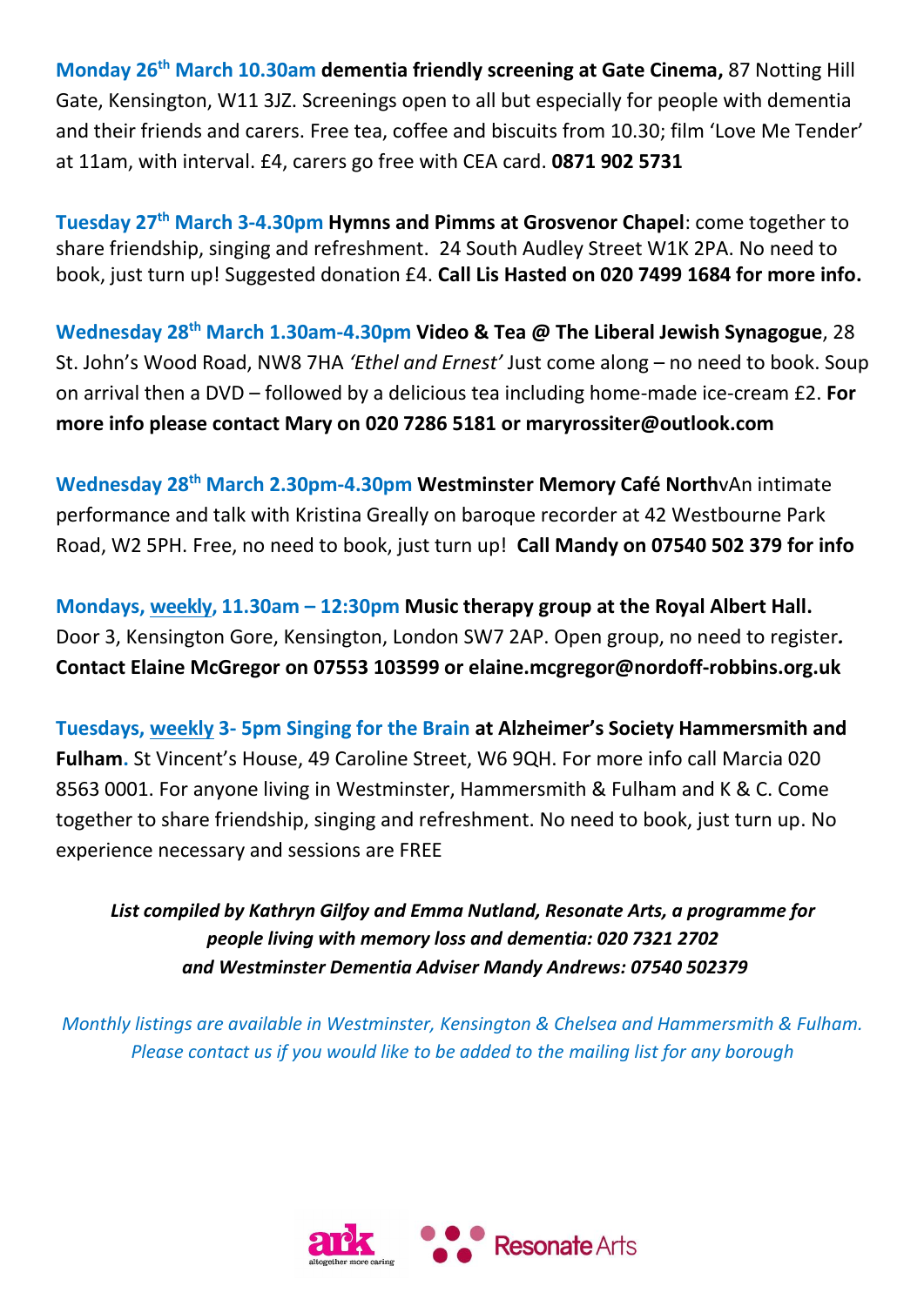**Monday 26th March 10.30am dementia friendly screening at Gate Cinema,** 87 Notting Hill Gate, Kensington, W11 3JZ. Screenings open to all but especially for people with dementia and their friends and carers. Free tea, coffee and biscuits from 10.30; film 'Love Me Tender' at 11am, with interval. £4, carers go free with CEA card. **0871 902 5731**

**Tuesday 27th March 3-4.30pm Hymns and Pimms at Grosvenor Chapel**: come together to share friendship, singing and refreshment. 24 South Audley Street W1K 2PA. No need to book, just turn up! Suggested donation £4. **Call Lis Hasted on 020 7499 1684 for more info.**

**Wednesday 28th March 1.30am-4.30pm Video & Tea @ The Liberal Jewish Synagogue**, 28 St. John's Wood Road, NW8 7HA *'Ethel and Ernest'* Just come along – no need to book. Soup on arrival then a DVD – followed by a delicious tea including home-made ice-cream £2. **For more info please contact Mary on 020 7286 5181 or maryrossiter@outlook.com**

**Wednesday 28th March 2.30pm-4.30pm Westminster Memory Café North**vAn intimate performance and talk with Kristina Greally on baroque recorder at 42 Westbourne Park Road, W2 5PH. Free, no need to book, just turn up! **Call Mandy on 07540 502 379 for info**

**Mondays, weekly, 11.30am – 12:30pm Music therapy group at the Royal Albert Hall.** Door 3, Kensington Gore, Kensington, London SW7 2AP. Open group, no need to register**. Contact Elaine McGregor on 07553 103599 or elaine.mcgregor@nordoff-robbins.org.uk**

**Tuesdays, weekly 3- 5pm Singing for the Brain at Alzheimer's Society Hammersmith and Fulham.** St Vincent's House, 49 Caroline Street, W6 9QH. For more info call Marcia 020 8563 0001. For anyone living in Westminster, Hammersmith & Fulham and K & C. Come together to share friendship, singing and refreshment. No need to book, just turn up. No experience necessary and sessions are FREE

***List compiled by Kathryn Gilfoy and Emma Nutland, Resonate Arts, a programme for people living with memory loss and dementia: 020 7321 2702 and Westminster Dementia Adviser Mandy Andrews: 07540 502379***

*Monthly listings are available in Westminster, Kensington & Chelsea and Hammersmith & Fulham. Please contact us if you would like to be added to the mailing list for any borough*

ark altogether more caring

Resonate Arts